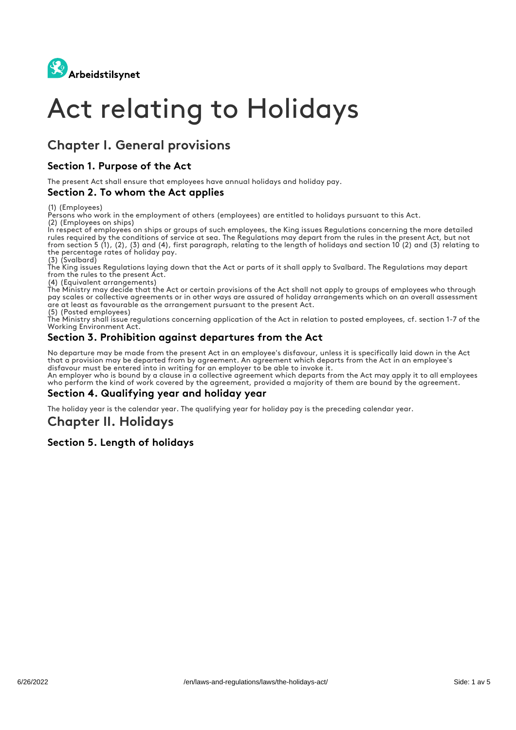Arbeidstilsynet

# Act relating to Holidays

## Chapter I. General provisions

### Section 1. Purpose of the Act

The present Act shall ensure that employees have annual holidays and holiday pay.

### Section 2. To whom the Act applies

(1) (Employees)
Persons who work in the employment of others (employees) are entitled to holidays pursuant to this Act.
(2) (Employees on ships)
In respect of employees on ships or groups of such employees, the King issues Regulations concerning the more detailed rules required by the conditions of service at sea. The Regulations may depart from the rules in the present Act, but not from section 5 (1), (2), (3) and (4), first paragraph, relating to the length of holidays and section 10 (2) and (3) relating to the percentage rates of holiday pay.
(3) (Svalbard)
The King issues Regulations laying down that the Act or parts of it shall apply to Svalbard. The Regulations may depart from the rules to the present Act.
(4) (Equivalent arrangements)
The Ministry may decide that the Act or certain provisions of the Act shall not apply to groups of employees who through pay scales or collective agreements or in other ways are assured of holiday arrangements which on an overall assessment are at least as favourable as the arrangement pursuant to the present Act.
(5) (Posted employees)
The Ministry shall issue regulations concerning application of the Act in relation to posted employees, cf. section 1-7 of the Working Environment Act.

### Section 3. Prohibition against departures from the Act

No departure may be made from the present Act in an employee's disfavour, unless it is specifically laid down in the Act that a provision may be departed from by agreement. An agreement which departs from the Act in an employee's disfavour must be entered into in writing for an employer to be able to invoke it.
An employer who is bound by a clause in a collective agreement which departs from the Act may apply it to all employees who perform the kind of work covered by the agreement, provided a majority of them are bound by the agreement.

### Section 4. Qualifying year and holiday year

The holiday year is the calendar year. The qualifying year for holiday pay is the preceding calendar year.

## Chapter II. Holidays

### Section 5. Length of holidays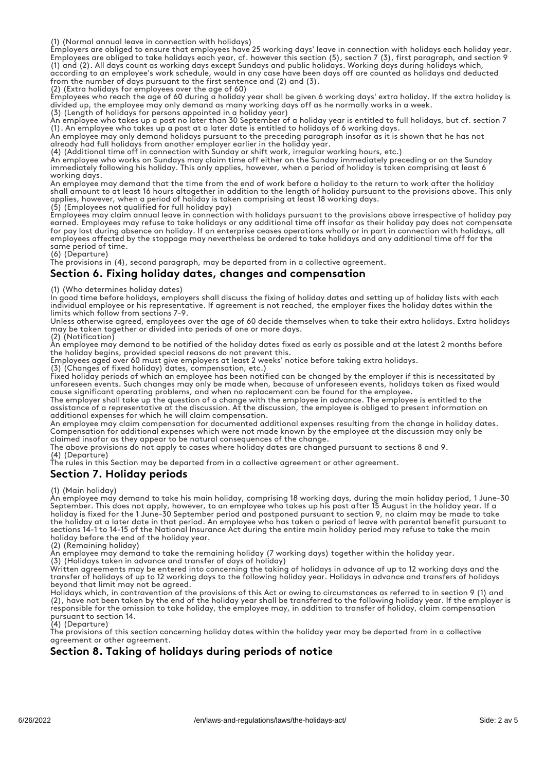(1) (Normal annual leave in connection with holidays)
Employers are obliged to ensure that employees have 25 working days' leave in connection with holidays each holiday year. Employees are obliged to take holidays each year, cf. however this section (5), section 7 (3), first paragraph, and section 9 (1) and (2). All days count as working days except Sundays and public holidays. Working days during holidays which, according to an employee's work schedule, would in any case have been days off are counted as holidays and deducted from the number of days pursuant to the first sentence and (2) and (3).

(2) (Extra holidays for employees over the age of 60)
Employees who reach the age of 60 during a holiday year shall be given 6 working days' extra holiday. If the extra holiday is divided up, the employee may only demand as many working days off as he normally works in a week.

(3) (Length of holidays for persons appointed in a holiday year)
An employee who takes up a post no later than 30 September of a holiday year is entitled to full holidays, but cf. section 7 (1). An employee who takes up a post at a later date is entitled to holidays of 6 working days.
An employee may only demand holidays pursuant to the preceding paragraph insofar as it is shown that he has not already had full holidays from another employer earlier in the holiday year.

(4) (Additional time off in connection with Sunday or shift work, irregular working hours, etc.)
An employee who works on Sundays may claim time off either on the Sunday immediately preceding or on the Sunday immediately following his holiday. This only applies, however, when a period of holiday is taken comprising at least 6 working days.
An employee may demand that the time from the end of work before a holiday to the return to work after the holiday shall amount to at least 16 hours altogether in addition to the length of holiday pursuant to the provisions above. This only applies, however, when a period of holiday is taken comprising at least 18 working days.

(5) (Employees not qualified for full holiday pay)
Employees may claim annual leave in connection with holidays pursuant to the provisions above irrespective of holiday pay earned. Employees may refuse to take holidays or any additional time off insofar as their holiday pay does not compensate for pay lost during absence on holiday. If an enterprise ceases operations wholly or in part in connection with holidays, all employees affected by the stoppage may nevertheless be ordered to take holidays and any additional time off for the same period of time.

(6) (Departure)
The provisions in (4), second paragraph, may be departed from in a collective agreement.

## Section 6. Fixing holiday dates, changes and compensation

(1) (Who determines holiday dates)
In good time before holidays, employers shall discuss the fixing of holiday dates and setting up of holiday lists with each individual employee or his representative. If agreement is not reached, the employer fixes the holiday dates within the limits which follow from sections 7-9.
Unless otherwise agreed, employees over the age of 60 decide themselves when to take their extra holidays. Extra holidays may be taken together or divided into periods of one or more days.

(2) (Notification)
An employee may demand to be notified of the holiday dates fixed as early as possible and at the latest 2 months before the holiday begins, provided special reasons do not prevent this.
Employees aged over 60 must give employers at least 2 weeks' notice before taking extra holidays.

(3) (Changes of fixed holiday) dates, compensation, etc.)
Fixed holiday periods of which an employee has been notified can be changed by the employer if this is necessitated by unforeseen events. Such changes may only be made when, because of unforeseen events, holidays taken as fixed would cause significant operating problems, and when no replacement can be found for the employee.
The employer shall take up the question of a change with the employee in advance. The employee is entitled to the assistance of a representative at the discussion. At the discussion, the employee is obliged to present information on additional expenses for which he will claim compensation.
An employee may claim compensation for documented additional expenses resulting from the change in holiday dates. Compensation for additional expenses which were not made known by the employee at the discussion may only be claimed insofar as they appear to be natural consequences of the change.
The above provisions do not apply to cases where holiday dates are changed pursuant to sections 8 and 9.

(4) (Departure)
The rules in this Section may be departed from in a collective agreement or other agreement.

## Section 7. Holiday periods

(1) (Main holiday)
An employee may demand to take his main holiday, comprising 18 working days, during the main holiday period, 1 June-30 September. This does not apply, however, to an employee who takes up his post after 15 August in the holiday year. If a holiday is fixed for the 1 June-30 September period and postponed pursuant to section 9, no claim may be made to take the holiday at a later date in that period. An employee who has taken a period of leave with parental benefit pursuant to sections 14-1 to 14-15 of the National Insurance Act during the entire main holiday period may refuse to take the main holiday before the end of the holiday year.

(2) (Remaining holiday)
An employee may demand to take the remaining holiday (7 working days) together within the holiday year.

(3) (Holidays taken in advance and transfer of days of holiday)
Written agreements may be entered into concerning the taking of holidays in advance of up to 12 working days and the transfer of holidays of up to 12 working days to the following holiday year. Holidays in advance and transfers of holidays beyond that limit may not be agreed.
Holidays which, in contravention of the provisions of this Act or owing to circumstances as referred to in section 9 (1) and (2), have not been taken by the end of the holiday year shall be transferred to the following holiday year. If the employer is responsible for the omission to take holiday, the employee may, in addition to transfer of holiday, claim compensation pursuant to section 14.

(4) (Departure)
The provisions of this section concerning holiday dates within the holiday year may be departed from in a collective agreement or other agreement.

## Section 8. Taking of holidays during periods of notice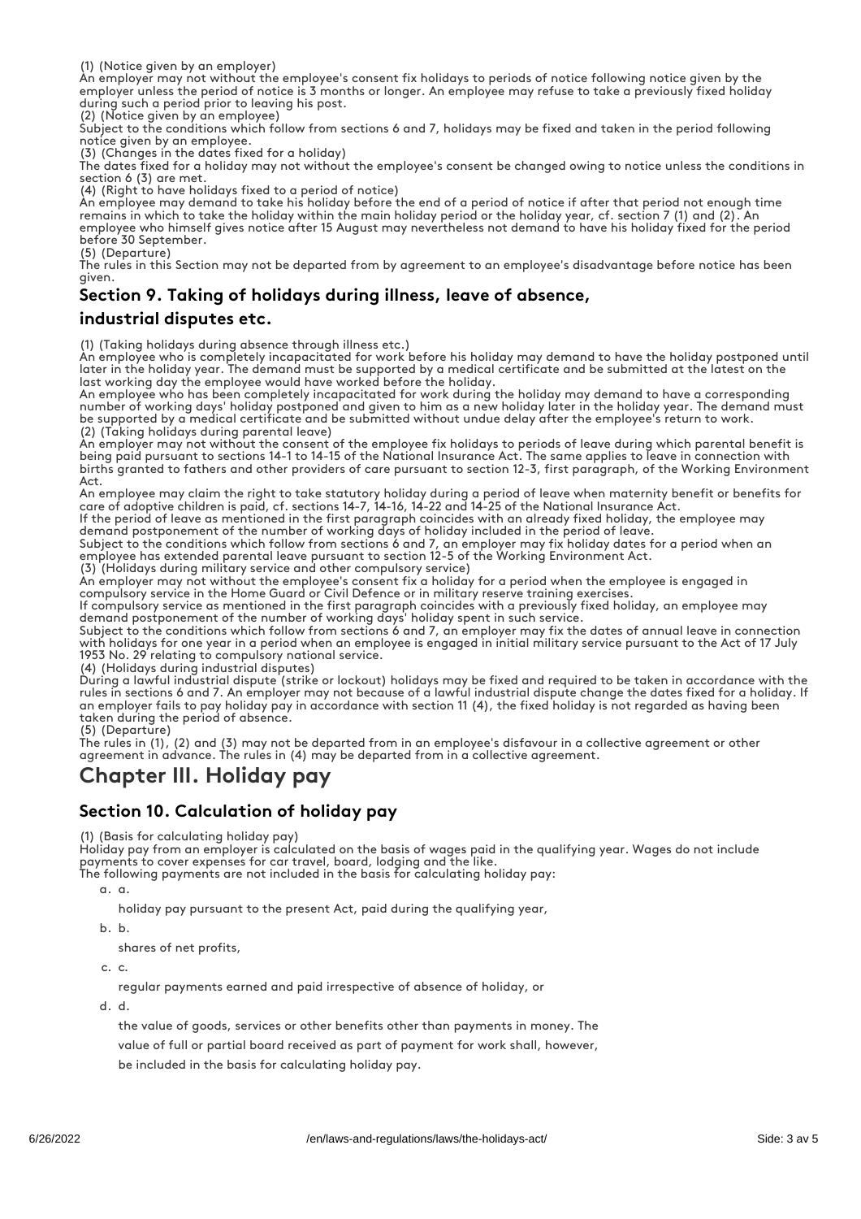(1) (Notice given by an employer)
An employer may not without the employee's consent fix holidays to periods of notice following notice given by the employer unless the period of notice is 3 months or longer. An employee may refuse to take a previously fixed holiday during such a period prior to leaving his post.
(2) (Notice given by an employee)
Subject to the conditions which follow from sections 6 and 7, holidays may be fixed and taken in the period following notice given by an employee.
(3) (Changes in the dates fixed for a holiday)
The dates fixed for a holiday may not without the employee's consent be changed owing to notice unless the conditions in section 6 (3) are met.
(4) (Right to have holidays fixed to a period of notice)
An employee may demand to take his holiday before the end of a period of notice if after that period not enough time remains in which to take the holiday within the main holiday period or the holiday year, cf. section 7 (1) and (2). An employee who himself gives notice after 15 August may nevertheless not demand to have his holiday fixed for the period before 30 September.
(5) (Departure)
The rules in this Section may not be departed from by agreement to an employee's disadvantage before notice has been given.

### Section 9. Taking of holidays during illness, leave of absence, industrial disputes etc.

(1) (Taking holidays during absence through illness etc.)
An employee who is completely incapacitated for work before his holiday may demand to have the holiday postponed until later in the holiday year. The demand must be supported by a medical certificate and be submitted at the latest on the last working day the employee would have worked before the holiday.
An employee who has been completely incapacitated for work during the holiday may demand to have a corresponding number of working days' holiday postponed and given to him as a new holiday later in the holiday year. The demand must be supported by a medical certificate and be submitted without undue delay after the employee's return to work.
(2) (Taking holidays during parental leave)
An employer may not without the consent of the employee fix holidays to periods of leave during which parental benefit is being paid pursuant to sections 14-1 to 14-15 of the National Insurance Act. The same applies to leave in connection with births granted to fathers and other providers of care pursuant to section 12-3, first paragraph, of the Working Environment Act.
An employee may claim the right to take statutory holiday during a period of leave when maternity benefit or benefits for care of adoptive children is paid, cf. sections 14-7, 14-16, 14-22 and 14-25 of the National Insurance Act.
If the period of leave as mentioned in the first paragraph coincides with an already fixed holiday, the employee may demand postponement of the number of working days of holiday included in the period of leave.
Subject to the conditions which follow from sections 6 and 7, an employer may fix holiday dates for a period when an employee has extended parental leave pursuant to section 12-5 of the Working Environment Act.
(3) (Holidays during military service and other compulsory service)
An employer may not without the employee's consent fix a holiday for a period when the employee is engaged in compulsory service in the Home Guard or Civil Defence or in military reserve training exercises.
If compulsory service as mentioned in the first paragraph coincides with a previously fixed holiday, an employee may demand postponement of the number of working days' holiday spent in such service.
Subject to the conditions which follow from sections 6 and 7, an employer may fix the dates of annual leave in connection with holidays for one year in a period when an employee is engaged in initial military service pursuant to the Act of 17 July 1953 No. 29 relating to compulsory national service.
(4) (Holidays during industrial disputes)
During a lawful industrial dispute (strike or lockout) holidays may be fixed and required to be taken in accordance with the rules in sections 6 and 7. An employer may not because of a lawful industrial dispute change the dates fixed for a holiday. If an employer fails to pay holiday pay in accordance with section 11 (4), the fixed holiday is not regarded as having been taken during the period of absence.
(5) (Departure)
The rules in (1), (2) and (3) may not be departed from in an employee's disfavour in a collective agreement or other agreement in advance. The rules in (4) may be departed from in a collective agreement.

# Chapter III. Holiday pay

### Section 10. Calculation of holiday pay

(1) (Basis for calculating holiday pay)
Holiday pay from an employer is calculated on the basis of wages paid in the qualifying year. Wages do not include payments to cover expenses for car travel, board, lodging and the like.
The following payments are not included in the basis for calculating holiday pay:

a. holiday pay pursuant to the present Act, paid during the qualifying year,
b. shares of net profits,
c. regular payments earned and paid irrespective of absence of holiday, or
d. the value of goods, services or other benefits other than payments in money. The value of full or partial board received as part of payment for work shall, however, be included in the basis for calculating holiday pay.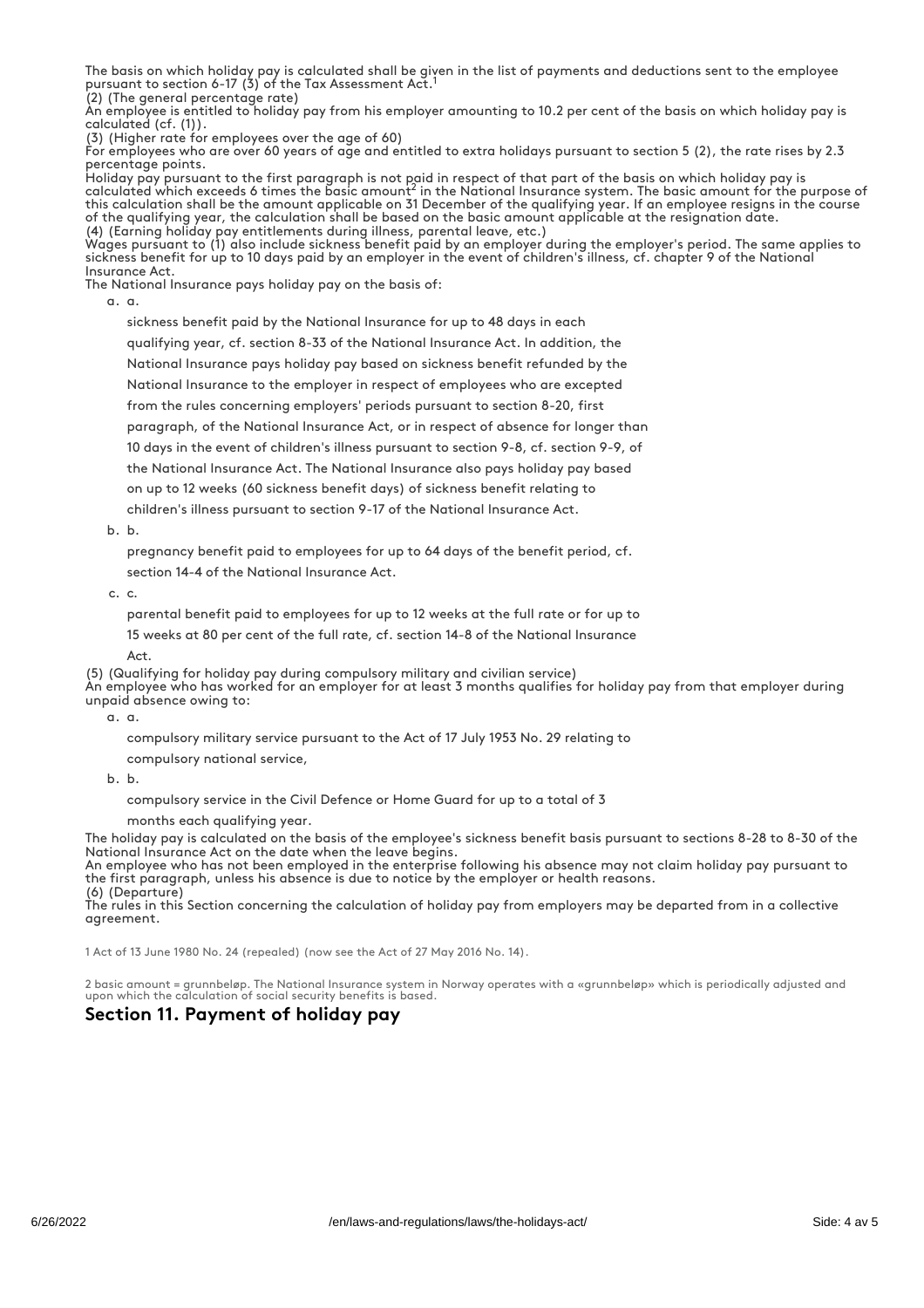The basis on which holiday pay is calculated shall be given in the list of payments and deductions sent to the employee pursuant to section 6-17 (3) of the Tax Assessment Act.[1]

(2) (The general percentage rate)

An employee is entitled to holiday pay from his employer amounting to 10.2 per cent of the basis on which holiday pay is calculated (cf. (1)).

(3) (Higher rate for employees over the age of 60)

For employees who are over 60 years of age and entitled to extra holidays pursuant to section 5 (2), the rate rises by 2.3 percentage points.

Holiday pay pursuant to the first paragraph is not paid in respect of that part of the basis on which holiday pay is calculated which exceeds 6 times the basic amount[2] in the National Insurance system. The basic amount for the purpose of this calculation shall be the amount applicable on 31 December of the qualifying year. If an employee resigns in the course of the qualifying year, the calculation shall be based on the basic amount applicable at the resignation date.

(4) (Earning holiday pay entitlements during illness, parental leave, etc.)

Wages pursuant to (1) also include sickness benefit paid by an employer during the employer's period. The same applies to sickness benefit for up to 10 days paid by an employer in the event of children's illness, cf. chapter 9 of the National Insurance Act.

The National Insurance pays holiday pay on the basis of:

a. sickness benefit paid by the National Insurance for up to 48 days in each qualifying year, cf. section 8-33 of the National Insurance Act. In addition, the National Insurance pays holiday pay based on sickness benefit refunded by the National Insurance to the employer in respect of employees who are excepted from the rules concerning employers' periods pursuant to section 8-20, first paragraph, of the National Insurance Act, or in respect of absence for longer than 10 days in the event of children's illness pursuant to section 9-8, cf. section 9-9, of the National Insurance Act. The National Insurance also pays holiday pay based on up to 12 weeks (60 sickness benefit days) of sickness benefit relating to children's illness pursuant to section 9-17 of the National Insurance Act.

b. pregnancy benefit paid to employees for up to 64 days of the benefit period, cf. section 14-4 of the National Insurance Act.

c. parental benefit paid to employees for up to 12 weeks at the full rate or for up to 15 weeks at 80 per cent of the full rate, cf. section 14-8 of the National Insurance Act.

(5) (Qualifying for holiday pay during compulsory military and civilian service)

An employee who has worked for an employer for at least 3 months qualifies for holiday pay from that employer during unpaid absence owing to:

a. compulsory military service pursuant to the Act of 17 July 1953 No. 29 relating to compulsory national service,

b. compulsory service in the Civil Defence or Home Guard for up to a total of 3 months each qualifying year.

The holiday pay is calculated on the basis of the employee's sickness benefit basis pursuant to sections 8-28 to 8-30 of the National Insurance Act on the date when the leave begins.

An employee who has not been employed in the enterprise following his absence may not claim holiday pay pursuant to the first paragraph, unless his absence is due to notice by the employer or health reasons.

(6) (Departure)

The rules in this Section concerning the calculation of holiday pay from employers may be departed from in a collective agreement.

1 Act of 13 June 1980 No. 24 (repealed) (now see the Act of 27 May 2016 No. 14).

2 basic amount = grunnbeløp. The National Insurance system in Norway operates with a «grunnbeløp» which is periodically adjusted and upon which the calculation of social security benefits is based.

## Section 11. Payment of holiday pay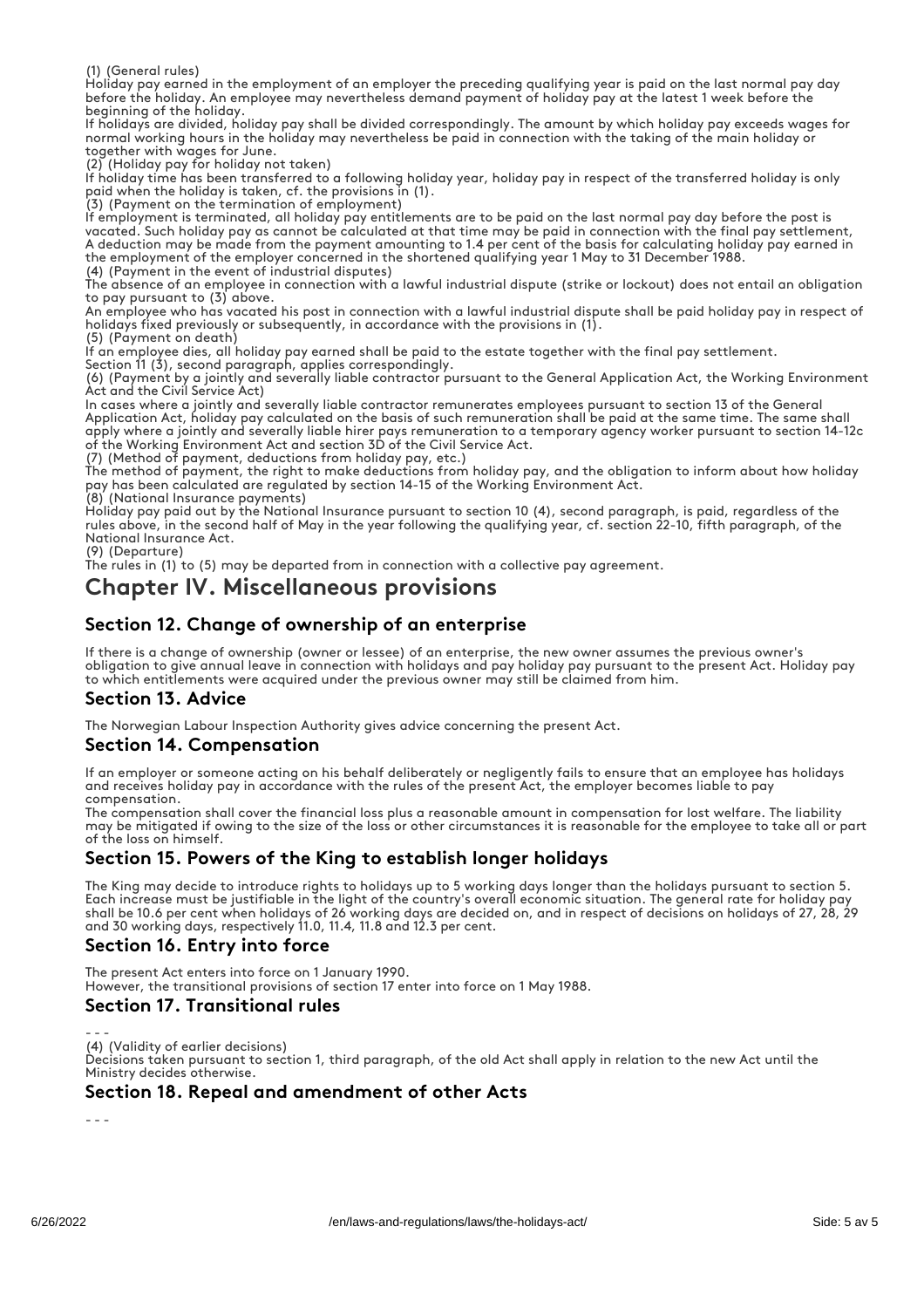(1) (General rules)
Holiday pay earned in the employment of an employer the preceding qualifying year is paid on the last normal pay day before the holiday. An employee may nevertheless demand payment of holiday pay at the latest 1 week before the beginning of the holiday.
If holidays are divided, holiday pay shall be divided correspondingly. The amount by which holiday pay exceeds wages for normal working hours in the holiday may nevertheless be paid in connection with the taking of the main holiday or together with wages for June.
(2) (Holiday pay for holiday not taken)
If holiday time has been transferred to a following holiday year, holiday pay in respect of the transferred holiday is only paid when the holiday is taken, cf. the provisions in (1).
(3) (Payment on the termination of employment)
If employment is terminated, all holiday pay entitlements are to be paid on the last normal pay day before the post is vacated. Such holiday pay as cannot be calculated at that time may be paid in connection with the final pay settlement, A deduction may be made from the payment amounting to 1.4 per cent of the basis for calculating holiday pay earned in the employment of the employer concerned in the shortened qualifying year 1 May to 31 December 1988.
(4) (Payment in the event of industrial disputes)
The absence of an employee in connection with a lawful industrial dispute (strike or lockout) does not entail an obligation to pay pursuant to (3) above.
An employee who has vacated his post in connection with a lawful industrial dispute shall be paid holiday pay in respect of holidays fixed previously or subsequently, in accordance with the provisions in (1).
(5) (Payment on death)
If an employee dies, all holiday pay earned shall be paid to the estate together with the final pay settlement.
Section 11 (3), second paragraph, applies correspondingly.
(6) (Payment by a jointly and severally liable contractor pursuant to the General Application Act, the Working Environment Act and the Civil Service Act)
In cases where a jointly and severally liable contractor remunerates employees pursuant to section 13 of the General Application Act, holiday pay calculated on the basis of such remuneration shall be paid at the same time. The same shall apply where a jointly and severally liable hirer pays remuneration to a temporary agency worker pursuant to section 14-12c of the Working Environment Act and section 3D of the Civil Service Act.
(7) (Method of payment, deductions from holiday pay, etc.)
The method of payment, the right to make deductions from holiday pay, and the obligation to inform about how holiday pay has been calculated are regulated by section 14-15 of the Working Environment Act.
(8) (National Insurance payments)
Holiday pay paid out by the National Insurance pursuant to section 10 (4), second paragraph, is paid, regardless of the rules above, in the second half of May in the year following the qualifying year, cf. section 22-10, fifth paragraph, of the National Insurance Act.
(9) (Departure)
The rules in (1) to (5) may be departed from in connection with a collective pay agreement.

# Chapter IV. Miscellaneous provisions

## Section 12. Change of ownership of an enterprise

If there is a change of ownership (owner or lessee) of an enterprise, the new owner assumes the previous owner's obligation to give annual leave in connection with holidays and pay holiday pay pursuant to the present Act. Holiday pay to which entitlements were acquired under the previous owner may still be claimed from him.

## Section 13. Advice

The Norwegian Labour Inspection Authority gives advice concerning the present Act.

## Section 14. Compensation

If an employer or someone acting on his behalf deliberately or negligently fails to ensure that an employee has holidays and receives holiday pay in accordance with the rules of the present Act, the employer becomes liable to pay compensation.
The compensation shall cover the financial loss plus a reasonable amount in compensation for lost welfare. The liability may be mitigated if owing to the size of the loss or other circumstances it is reasonable for the employee to take all or part of the loss on himself.

## Section 15. Powers of the King to establish longer holidays

The King may decide to introduce rights to holidays up to 5 working days longer than the holidays pursuant to section 5. Each increase must be justifiable in the light of the country's overall economic situation. The general rate for holiday pay shall be 10.6 per cent when holidays of 26 working days are decided on, and in respect of decisions on holidays of 27, 28, 29 and 30 working days, respectively 11.0, 11.4, 11.8 and 12.3 per cent.

## Section 16. Entry into force

The present Act enters into force on 1 January 1990.
However, the transitional provisions of section 17 enter into force on 1 May 1988.

## Section 17. Transitional rules

- - -
(4) (Validity of earlier decisions)
Decisions taken pursuant to section 1, third paragraph, of the old Act shall apply in relation to the new Act until the Ministry decides otherwise.

## Section 18. Repeal and amendment of other Acts

- - -